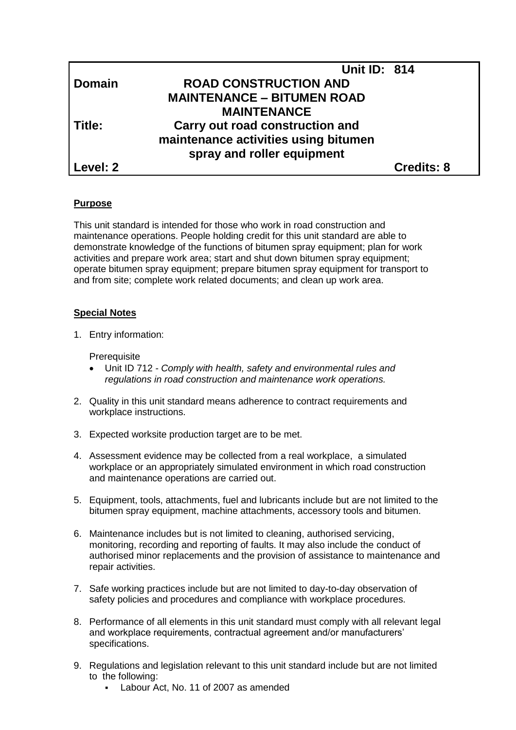| | | |
|---|---|---|
| | **Unit ID: 814** | |
| **Domain** | **ROAD CONSTRUCTION AND MAINTENANCE – BITUMEN ROAD MAINTENANCE** | |
| **Title:** | **Carry out road construction and maintenance activities using bitumen spray and roller equipment** | |
| **Level: 2** | | **Credits: 8** |

**Purpose**

This unit standard is intended for those who work in road construction and maintenance operations. People holding credit for this unit standard are able to demonstrate knowledge of the functions of bitumen spray equipment; plan for work activities and prepare work area; start and shut down bitumen spray equipment; operate bitumen spray equipment; prepare bitumen spray equipment for transport to and from site; complete work related documents; and clean up work area.

**Special Notes**

1. Entry information:

   Prerequisite
   - Unit ID 712 - *Comply with health, safety and environmental rules and regulations in road construction and maintenance work operations.*

2. Quality in this unit standard means adherence to contract requirements and workplace instructions.

3. Expected worksite production target are to be met.

4. Assessment evidence may be collected from a real workplace, a simulated workplace or an appropriately simulated environment in which road construction and maintenance operations are carried out.

5. Equipment, tools, attachments, fuel and lubricants include but are not limited to the bitumen spray equipment, machine attachments, accessory tools and bitumen.

6. Maintenance includes but is not limited to cleaning, authorised servicing, monitoring, recording and reporting of faults. It may also include the conduct of authorised minor replacements and the provision of assistance to maintenance and repair activities.

7. Safe working practices include but are not limited to day-to-day observation of safety policies and procedures and compliance with workplace procedures.

8. Performance of all elements in this unit standard must comply with all relevant legal and workplace requirements, contractual agreement and/or manufacturers' specifications.

9. Regulations and legislation relevant to this unit standard include but are not limited to the following:
   - Labour Act, No. 11 of 2007 as amended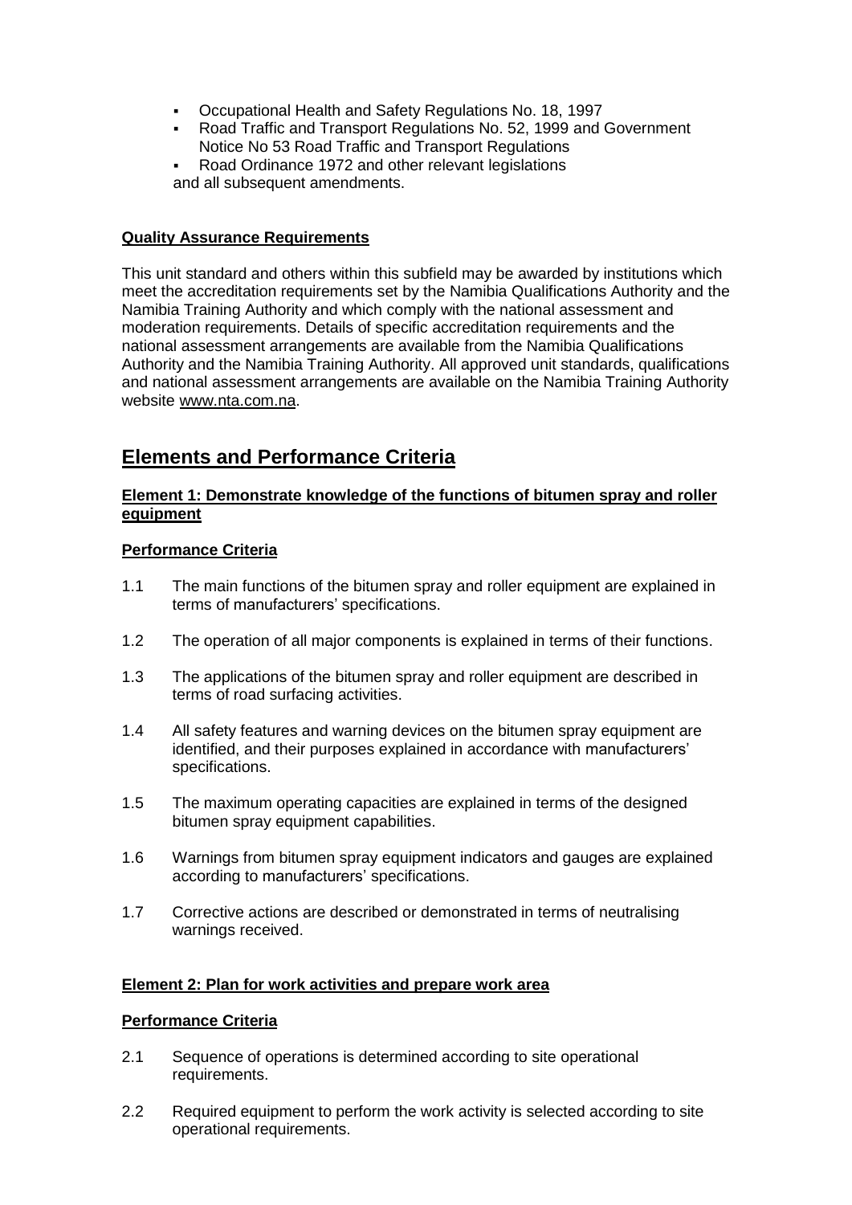- Occupational Health and Safety Regulations No. 18, 1997
- Road Traffic and Transport Regulations No. 52, 1999 and Government Notice No 53 Road Traffic and Transport Regulations
- Road Ordinance 1972 and other relevant legislations

and all subsequent amendments.

**Quality Assurance Requirements**

This unit standard and others within this subfield may be awarded by institutions which meet the accreditation requirements set by the Namibia Qualifications Authority and the Namibia Training Authority and which comply with the national assessment and moderation requirements. Details of specific accreditation requirements and the national assessment arrangements are available from the Namibia Qualifications Authority and the Namibia Training Authority. All approved unit standards, qualifications and national assessment arrangements are available on the Namibia Training Authority website www.nta.com.na.

## Elements and Performance Criteria

**Element 1: Demonstrate knowledge of the functions of bitumen spray and roller equipment**

**Performance Criteria**

1.1 The main functions of the bitumen spray and roller equipment are explained in terms of manufacturers' specifications.

1.2 The operation of all major components is explained in terms of their functions.

1.3 The applications of the bitumen spray and roller equipment are described in terms of road surfacing activities.

1.4 All safety features and warning devices on the bitumen spray equipment are identified, and their purposes explained in accordance with manufacturers' specifications.

1.5 The maximum operating capacities are explained in terms of the designed bitumen spray equipment capabilities.

1.6 Warnings from bitumen spray equipment indicators and gauges are explained according to manufacturers' specifications.

1.7 Corrective actions are described or demonstrated in terms of neutralising warnings received.

**Element 2: Plan for work activities and prepare work area**

**Performance Criteria**

2.1 Sequence of operations is determined according to site operational requirements.

2.2 Required equipment to perform the work activity is selected according to site operational requirements.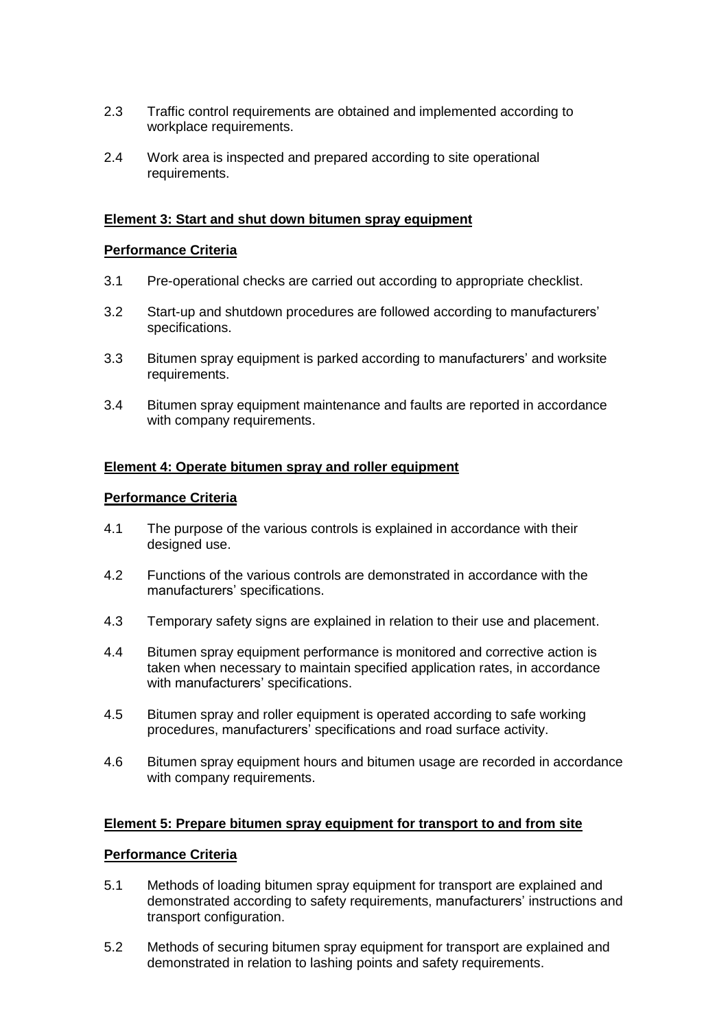2.3 Traffic control requirements are obtained and implemented according to workplace requirements.

2.4 Work area is inspected and prepared according to site operational requirements.

**Element 3: Start and shut down bitumen spray equipment**

**Performance Criteria**

3.1 Pre-operational checks are carried out according to appropriate checklist.

3.2 Start-up and shutdown procedures are followed according to manufacturers' specifications.

3.3 Bitumen spray equipment is parked according to manufacturers' and worksite requirements.

3.4 Bitumen spray equipment maintenance and faults are reported in accordance with company requirements.

**Element 4: Operate bitumen spray and roller equipment**

**Performance Criteria**

4.1 The purpose of the various controls is explained in accordance with their designed use.

4.2 Functions of the various controls are demonstrated in accordance with the manufacturers' specifications.

4.3 Temporary safety signs are explained in relation to their use and placement.

4.4 Bitumen spray equipment performance is monitored and corrective action is taken when necessary to maintain specified application rates, in accordance with manufacturers' specifications.

4.5 Bitumen spray and roller equipment is operated according to safe working procedures, manufacturers' specifications and road surface activity.

4.6 Bitumen spray equipment hours and bitumen usage are recorded in accordance with company requirements.

**Element 5: Prepare bitumen spray equipment for transport to and from site**

**Performance Criteria**

5.1 Methods of loading bitumen spray equipment for transport are explained and demonstrated according to safety requirements, manufacturers' instructions and transport configuration.

5.2 Methods of securing bitumen spray equipment for transport are explained and demonstrated in relation to lashing points and safety requirements.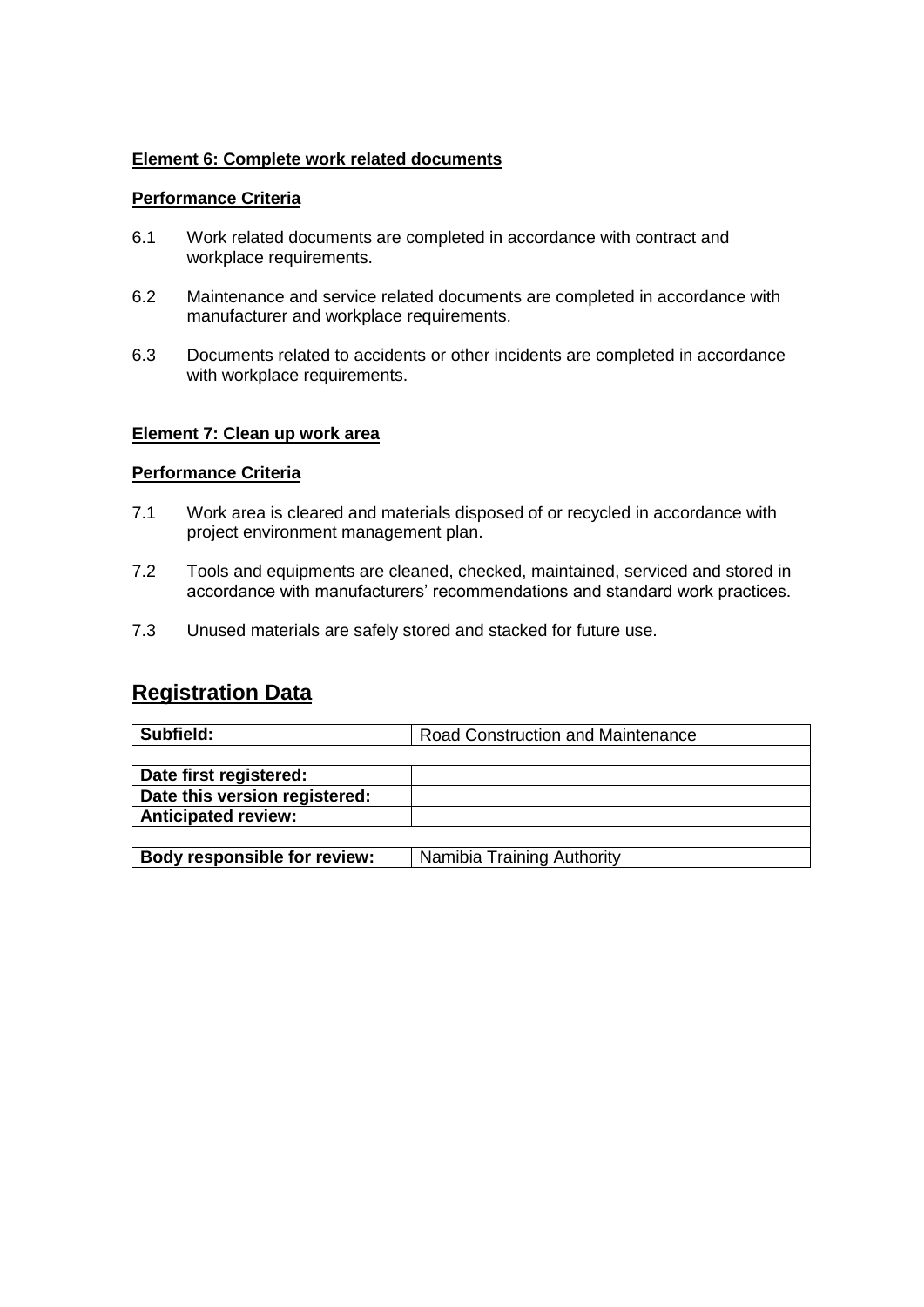**Element 6: Complete work related documents**

**Performance Criteria**

6.1 Work related documents are completed in accordance with contract and workplace requirements.

6.2 Maintenance and service related documents are completed in accordance with manufacturer and workplace requirements.

6.3 Documents related to accidents or other incidents are completed in accordance with workplace requirements.

**Element 7: Clean up work area**

**Performance Criteria**

7.1 Work area is cleared and materials disposed of or recycled in accordance with project environment management plan.

7.2 Tools and equipments are cleaned, checked, maintained, serviced and stored in accordance with manufacturers' recommendations and standard work practices.

7.3 Unused materials are safely stored and stacked for future use.

## Registration Data

| | |
|---|---|
| **Subfield:** | Road Construction and Maintenance |
| | |
| **Date first registered:** | |
| **Date this version registered:** | |
| **Anticipated review:** | |
| | |
| **Body responsible for review:** | Namibia Training Authority |